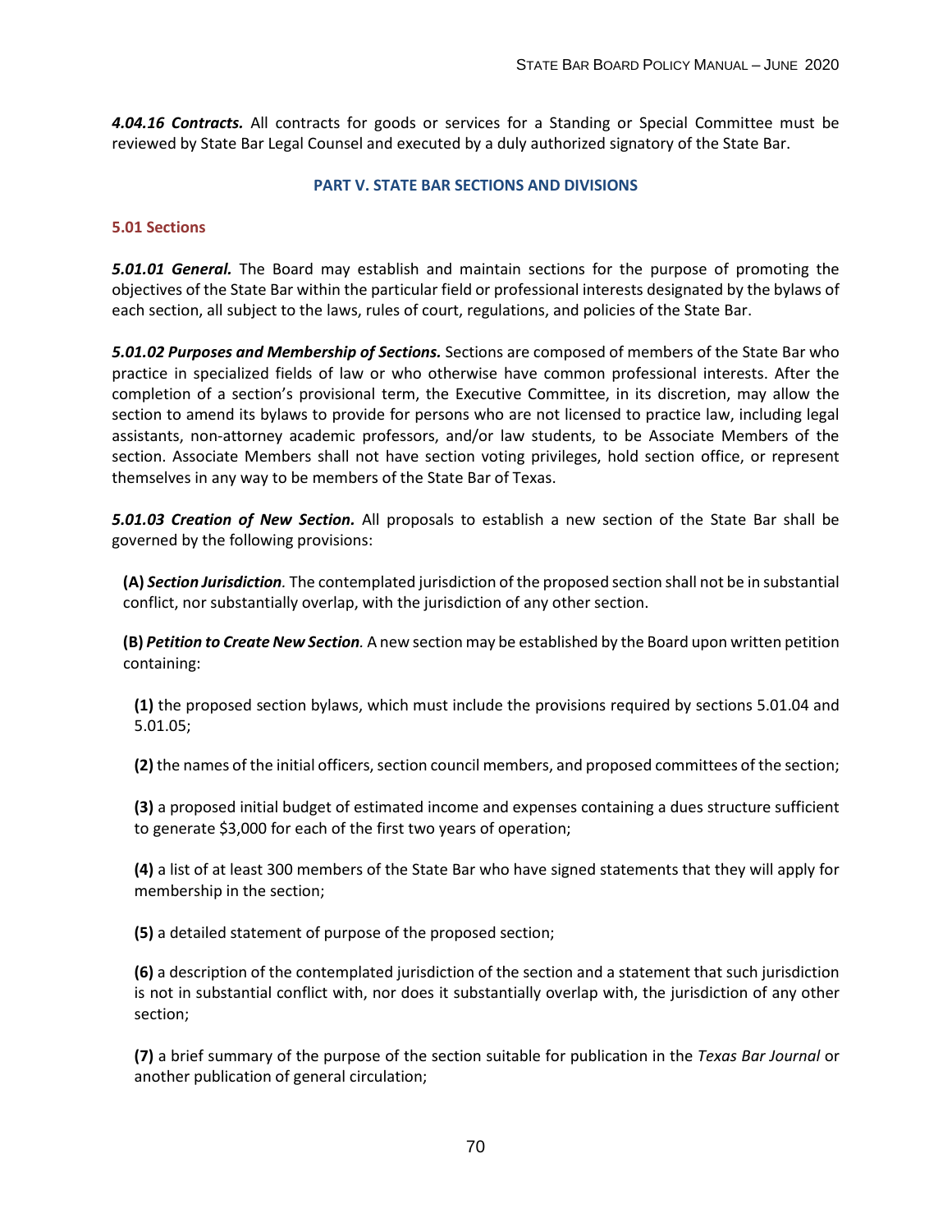***4.04.16 Contracts.*** All contracts for goods or services for a Standing or Special Committee must be reviewed by State Bar Legal Counsel and executed by a duly authorized signatory of the State Bar.

## PART V. STATE BAR SECTIONS AND DIVISIONS

### 5.01 Sections

***5.01.01 General.*** The Board may establish and maintain sections for the purpose of promoting the objectives of the State Bar within the particular field or professional interests designated by the bylaws of each section, all subject to the laws, rules of court, regulations, and policies of the State Bar.

***5.01.02 Purposes and Membership of Sections.*** Sections are composed of members of the State Bar who practice in specialized fields of law or who otherwise have common professional interests. After the completion of a section's provisional term, the Executive Committee, in its discretion, may allow the section to amend its bylaws to provide for persons who are not licensed to practice law, including legal assistants, non-attorney academic professors, and/or law students, to be Associate Members of the section. Associate Members shall not have section voting privileges, hold section office, or represent themselves in any way to be members of the State Bar of Texas.

***5.01.03 Creation of New Section.*** All proposals to establish a new section of the State Bar shall be governed by the following provisions:

**(A)** ***Section Jurisdiction****.* The contemplated jurisdiction of the proposed section shall not be in substantial conflict, nor substantially overlap, with the jurisdiction of any other section.

**(B)** ***Petition to Create New Section****.* A new section may be established by the Board upon written petition containing:

**(1)** the proposed section bylaws, which must include the provisions required by sections 5.01.04 and 5.01.05;

**(2)** the names of the initial officers, section council members, and proposed committees of the section;

**(3)** a proposed initial budget of estimated income and expenses containing a dues structure sufficient to generate $3,000 for each of the first two years of operation;

**(4)** a list of at least 300 members of the State Bar who have signed statements that they will apply for membership in the section;

**(5)** a detailed statement of purpose of the proposed section;

**(6)** a description of the contemplated jurisdiction of the section and a statement that such jurisdiction is not in substantial conflict with, nor does it substantially overlap with, the jurisdiction of any other section;

**(7)** a brief summary of the purpose of the section suitable for publication in the *Texas Bar Journal* or another publication of general circulation;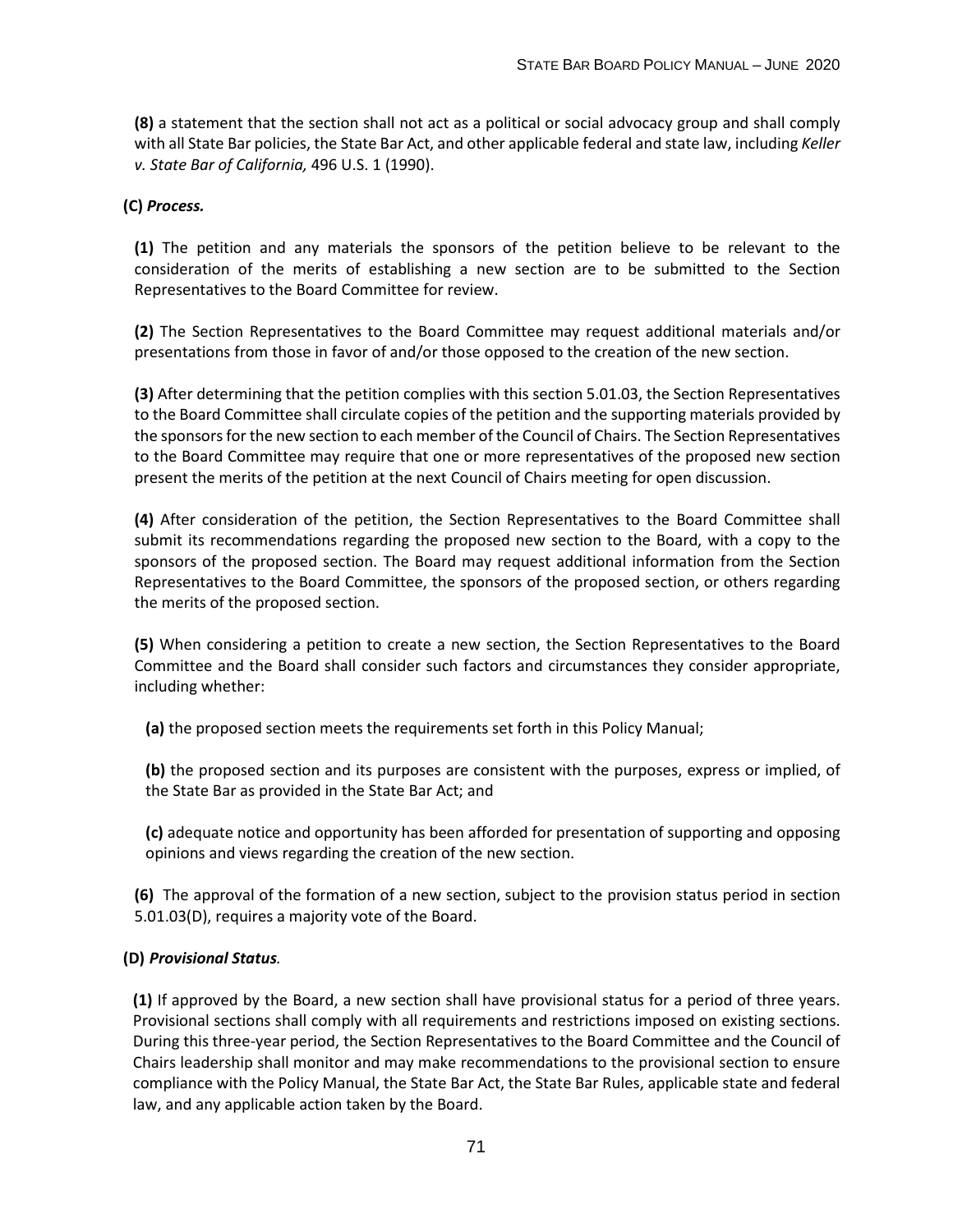**(8)** a statement that the section shall not act as a political or social advocacy group and shall comply with all State Bar policies, the State Bar Act, and other applicable federal and state law, including *Keller v. State Bar of California,* 496 U.S. 1 (1990).

**(C)** ***Process.***

**(1)** The petition and any materials the sponsors of the petition believe to be relevant to the consideration of the merits of establishing a new section are to be submitted to the Section Representatives to the Board Committee for review.

**(2)** The Section Representatives to the Board Committee may request additional materials and/or presentations from those in favor of and/or those opposed to the creation of the new section.

**(3)** After determining that the petition complies with this section 5.01.03, the Section Representatives to the Board Committee shall circulate copies of the petition and the supporting materials provided by the sponsors for the new section to each member of the Council of Chairs. The Section Representatives to the Board Committee may require that one or more representatives of the proposed new section present the merits of the petition at the next Council of Chairs meeting for open discussion.

**(4)** After consideration of the petition, the Section Representatives to the Board Committee shall submit its recommendations regarding the proposed new section to the Board, with a copy to the sponsors of the proposed section. The Board may request additional information from the Section Representatives to the Board Committee, the sponsors of the proposed section, or others regarding the merits of the proposed section.

**(5)** When considering a petition to create a new section, the Section Representatives to the Board Committee and the Board shall consider such factors and circumstances they consider appropriate, including whether:

**(a)** the proposed section meets the requirements set forth in this Policy Manual;

**(b)** the proposed section and its purposes are consistent with the purposes, express or implied, of the State Bar as provided in the State Bar Act; and

**(c)** adequate notice and opportunity has been afforded for presentation of supporting and opposing opinions and views regarding the creation of the new section.

**(6)** The approval of the formation of a new section, subject to the provision status period in section 5.01.03(D), requires a majority vote of the Board.

**(D)** ***Provisional Status.***

**(1)** If approved by the Board, a new section shall have provisional status for a period of three years. Provisional sections shall comply with all requirements and restrictions imposed on existing sections. During this three-year period, the Section Representatives to the Board Committee and the Council of Chairs leadership shall monitor and may make recommendations to the provisional section to ensure compliance with the Policy Manual, the State Bar Act, the State Bar Rules, applicable state and federal law, and any applicable action taken by the Board.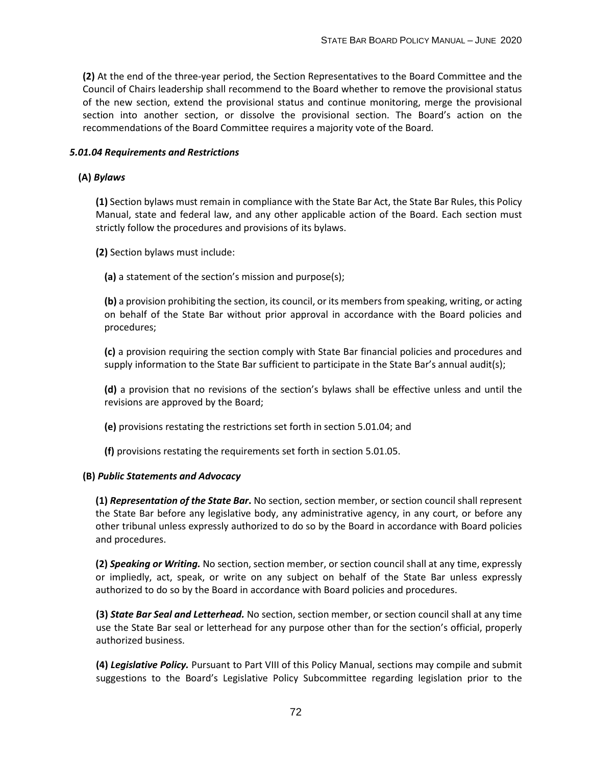**(2)** At the end of the three-year period, the Section Representatives to the Board Committee and the Council of Chairs leadership shall recommend to the Board whether to remove the provisional status of the new section, extend the provisional status and continue monitoring, merge the provisional section into another section, or dissolve the provisional section. The Board's action on the recommendations of the Board Committee requires a majority vote of the Board.

### *5.01.04 Requirements and Restrictions*

**(A)** ***Bylaws***

**(1)** Section bylaws must remain in compliance with the State Bar Act, the State Bar Rules, this Policy Manual, state and federal law, and any other applicable action of the Board. Each section must strictly follow the procedures and provisions of its bylaws.

**(2)** Section bylaws must include:

**(a)** a statement of the section's mission and purpose(s);

**(b)** a provision prohibiting the section, its council, or its members from speaking, writing, or acting on behalf of the State Bar without prior approval in accordance with the Board policies and procedures;

**(c)** a provision requiring the section comply with State Bar financial policies and procedures and supply information to the State Bar sufficient to participate in the State Bar's annual audit(s);

**(d)** a provision that no revisions of the section's bylaws shall be effective unless and until the revisions are approved by the Board;

**(e)** provisions restating the restrictions set forth in section 5.01.04; and

**(f)** provisions restating the requirements set forth in section 5.01.05.

**(B)** ***Public Statements and Advocacy***

**(1)** ***Representation of the State Bar*.** No section, section member, or section council shall represent the State Bar before any legislative body, any administrative agency, in any court, or before any other tribunal unless expressly authorized to do so by the Board in accordance with Board policies and procedures.

**(2)** ***Speaking or Writing.*** No section, section member, or section council shall at any time, expressly or impliedly, act, speak, or write on any subject on behalf of the State Bar unless expressly authorized to do so by the Board in accordance with Board policies and procedures.

**(3)** ***State Bar Seal and Letterhead.*** No section, section member, or section council shall at any time use the State Bar seal or letterhead for any purpose other than for the section's official, properly authorized business.

**(4)** ***Legislative Policy.*** Pursuant to Part VIII of this Policy Manual, sections may compile and submit suggestions to the Board's Legislative Policy Subcommittee regarding legislation prior to the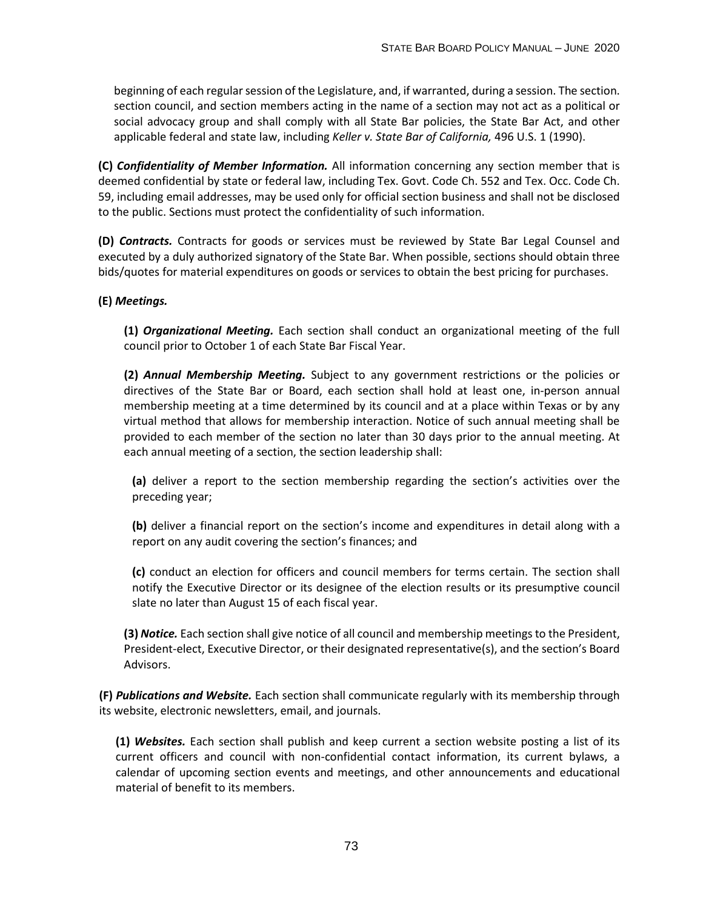beginning of each regular session of the Legislature, and, if warranted, during a session. The section. section council, and section members acting in the name of a section may not act as a political or social advocacy group and shall comply with all State Bar policies, the State Bar Act, and other applicable federal and state law, including *Keller v. State Bar of California,* 496 U.S. 1 (1990).

**(C)** ***Confidentiality of Member Information.*** All information concerning any section member that is deemed confidential by state or federal law, including Tex. Govt. Code Ch. 552 and Tex. Occ. Code Ch. 59, including email addresses, may be used only for official section business and shall not be disclosed to the public. Sections must protect the confidentiality of such information.

**(D)** ***Contracts.*** Contracts for goods or services must be reviewed by State Bar Legal Counsel and executed by a duly authorized signatory of the State Bar. When possible, sections should obtain three bids/quotes for material expenditures on goods or services to obtain the best pricing for purchases.

**(E)** ***Meetings.***

**(1)** ***Organizational Meeting.*** Each section shall conduct an organizational meeting of the full council prior to October 1 of each State Bar Fiscal Year.

**(2)** ***Annual Membership Meeting.*** Subject to any government restrictions or the policies or directives of the State Bar or Board, each section shall hold at least one, in-person annual membership meeting at a time determined by its council and at a place within Texas or by any virtual method that allows for membership interaction. Notice of such annual meeting shall be provided to each member of the section no later than 30 days prior to the annual meeting. At each annual meeting of a section, the section leadership shall:

**(a)** deliver a report to the section membership regarding the section's activities over the preceding year;

**(b)** deliver a financial report on the section's income and expenditures in detail along with a report on any audit covering the section's finances; and

**(c)** conduct an election for officers and council members for terms certain. The section shall notify the Executive Director or its designee of the election results or its presumptive council slate no later than August 15 of each fiscal year.

**(3)** ***Notice.*** Each section shall give notice of all council and membership meetings to the President, President-elect, Executive Director, or their designated representative(s), and the section's Board Advisors.

**(F)** ***Publications and Website.*** Each section shall communicate regularly with its membership through its website, electronic newsletters, email, and journals.

**(1)** ***Websites.*** Each section shall publish and keep current a section website posting a list of its current officers and council with non-confidential contact information, its current bylaws, a calendar of upcoming section events and meetings, and other announcements and educational material of benefit to its members.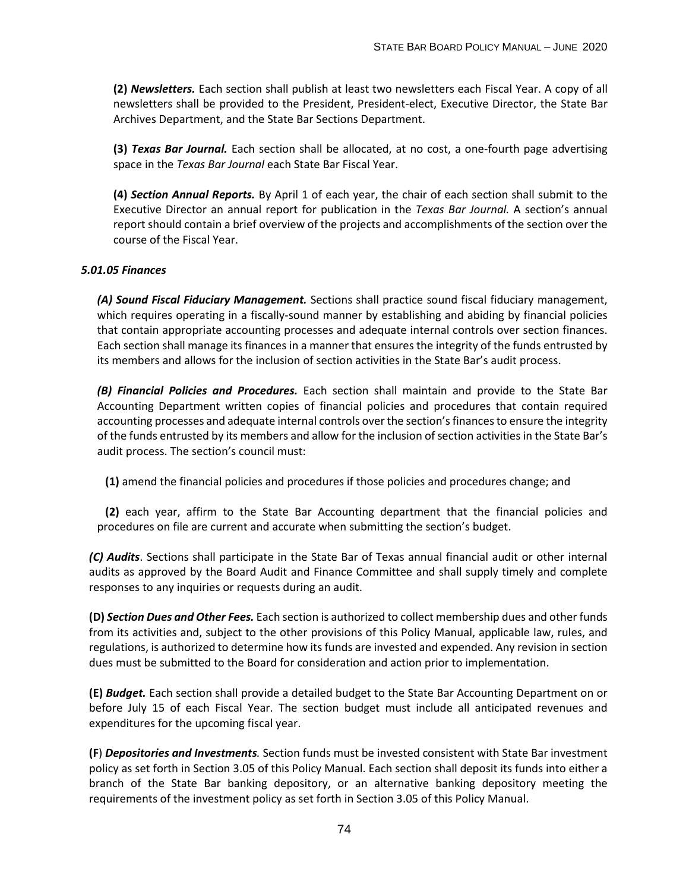**(2)** ***Newsletters.*** Each section shall publish at least two newsletters each Fiscal Year. A copy of all newsletters shall be provided to the President, President-elect, Executive Director, the State Bar Archives Department, and the State Bar Sections Department.

**(3)** ***Texas Bar Journal.*** Each section shall be allocated, at no cost, a one-fourth page advertising space in the *Texas Bar Journal* each State Bar Fiscal Year.

**(4)** ***Section Annual Reports.*** By April 1 of each year, the chair of each section shall submit to the Executive Director an annual report for publication in the *Texas Bar Journal.* A section's annual report should contain a brief overview of the projects and accomplishments of the section over the course of the Fiscal Year.

***5.01.05 Finances***

***(A) Sound Fiscal Fiduciary Management.*** Sections shall practice sound fiscal fiduciary management, which requires operating in a fiscally-sound manner by establishing and abiding by financial policies that contain appropriate accounting processes and adequate internal controls over section finances. Each section shall manage its finances in a manner that ensures the integrity of the funds entrusted by its members and allows for the inclusion of section activities in the State Bar's audit process.

***(B) Financial Policies and Procedures.*** Each section shall maintain and provide to the State Bar Accounting Department written copies of financial policies and procedures that contain required accounting processes and adequate internal controls over the section's finances to ensure the integrity of the funds entrusted by its members and allow for the inclusion of section activities in the State Bar's audit process. The section's council must:

**(1)** amend the financial policies and procedures if those policies and procedures change; and

**(2)** each year, affirm to the State Bar Accounting department that the financial policies and procedures on file are current and accurate when submitting the section's budget.

***(C) Audits***. Sections shall participate in the State Bar of Texas annual financial audit or other internal audits as approved by the Board Audit and Finance Committee and shall supply timely and complete responses to any inquiries or requests during an audit.

**(D)** ***Section Dues and Other Fees.*** Each section is authorized to collect membership dues and other funds from its activities and, subject to the other provisions of this Policy Manual, applicable law, rules, and regulations, is authorized to determine how its funds are invested and expended. Any revision in section dues must be submitted to the Board for consideration and action prior to implementation.

**(E)** ***Budget.*** Each section shall provide a detailed budget to the State Bar Accounting Department on or before July 15 of each Fiscal Year. The section budget must include all anticipated revenues and expenditures for the upcoming fiscal year.

**(F**) ***Depositories and Investments.*** Section funds must be invested consistent with State Bar investment policy as set forth in Section 3.05 of this Policy Manual. Each section shall deposit its funds into either a branch of the State Bar banking depository, or an alternative banking depository meeting the requirements of the investment policy as set forth in Section 3.05 of this Policy Manual.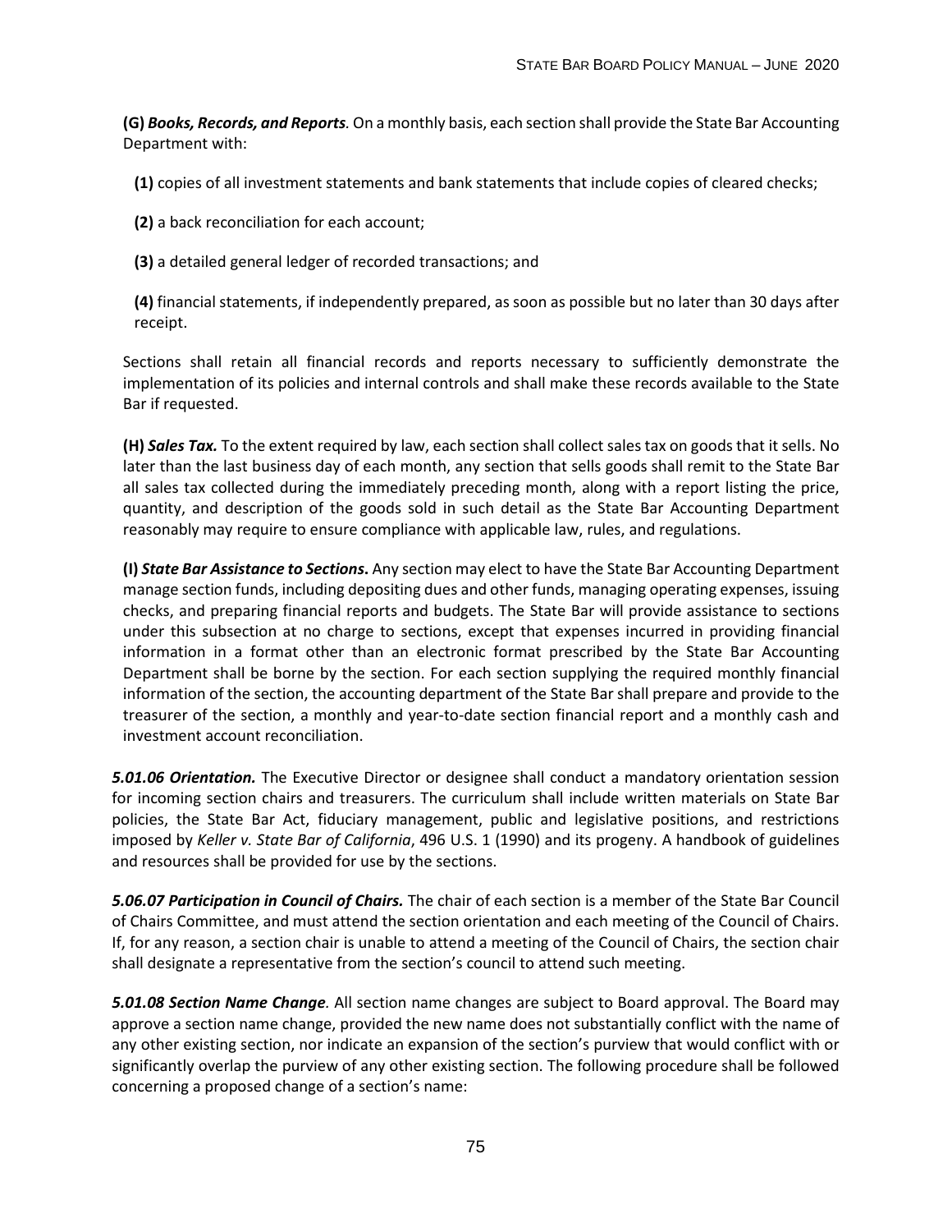**(G)** ***Books, Records, and Reports****.* On a monthly basis, each section shall provide the State Bar Accounting Department with:

**(1)** copies of all investment statements and bank statements that include copies of cleared checks;

**(2)** a back reconciliation for each account;

**(3)** a detailed general ledger of recorded transactions; and

**(4)** financial statements, if independently prepared, as soon as possible but no later than 30 days after receipt.

Sections shall retain all financial records and reports necessary to sufficiently demonstrate the implementation of its policies and internal controls and shall make these records available to the State Bar if requested.

**(H)** ***Sales Tax.*** To the extent required by law, each section shall collect sales tax on goods that it sells. No later than the last business day of each month, any section that sells goods shall remit to the State Bar all sales tax collected during the immediately preceding month, along with a report listing the price, quantity, and description of the goods sold in such detail as the State Bar Accounting Department reasonably may require to ensure compliance with applicable law, rules, and regulations.

**(I)** ***State Bar Assistance to Sections*****.** Any section may elect to have the State Bar Accounting Department manage section funds, including depositing dues and other funds, managing operating expenses, issuing checks, and preparing financial reports and budgets. The State Bar will provide assistance to sections under this subsection at no charge to sections, except that expenses incurred in providing financial information in a format other than an electronic format prescribed by the State Bar Accounting Department shall be borne by the section. For each section supplying the required monthly financial information of the section, the accounting department of the State Bar shall prepare and provide to the treasurer of the section, a monthly and year-to-date section financial report and a monthly cash and investment account reconciliation.

***5.01.06 Orientation.*** The Executive Director or designee shall conduct a mandatory orientation session for incoming section chairs and treasurers. The curriculum shall include written materials on State Bar policies, the State Bar Act, fiduciary management, public and legislative positions, and restrictions imposed by *Keller v. State Bar of California*, 496 U.S. 1 (1990) and its progeny. A handbook of guidelines and resources shall be provided for use by the sections.

***5.06.07 Participation in Council of Chairs.*** The chair of each section is a member of the State Bar Council of Chairs Committee, and must attend the section orientation and each meeting of the Council of Chairs. If, for any reason, a section chair is unable to attend a meeting of the Council of Chairs, the section chair shall designate a representative from the section's council to attend such meeting.

***5.01.08 Section Name Change.*** All section name changes are subject to Board approval. The Board may approve a section name change, provided the new name does not substantially conflict with the name of any other existing section, nor indicate an expansion of the section's purview that would conflict with or significantly overlap the purview of any other existing section. The following procedure shall be followed concerning a proposed change of a section's name: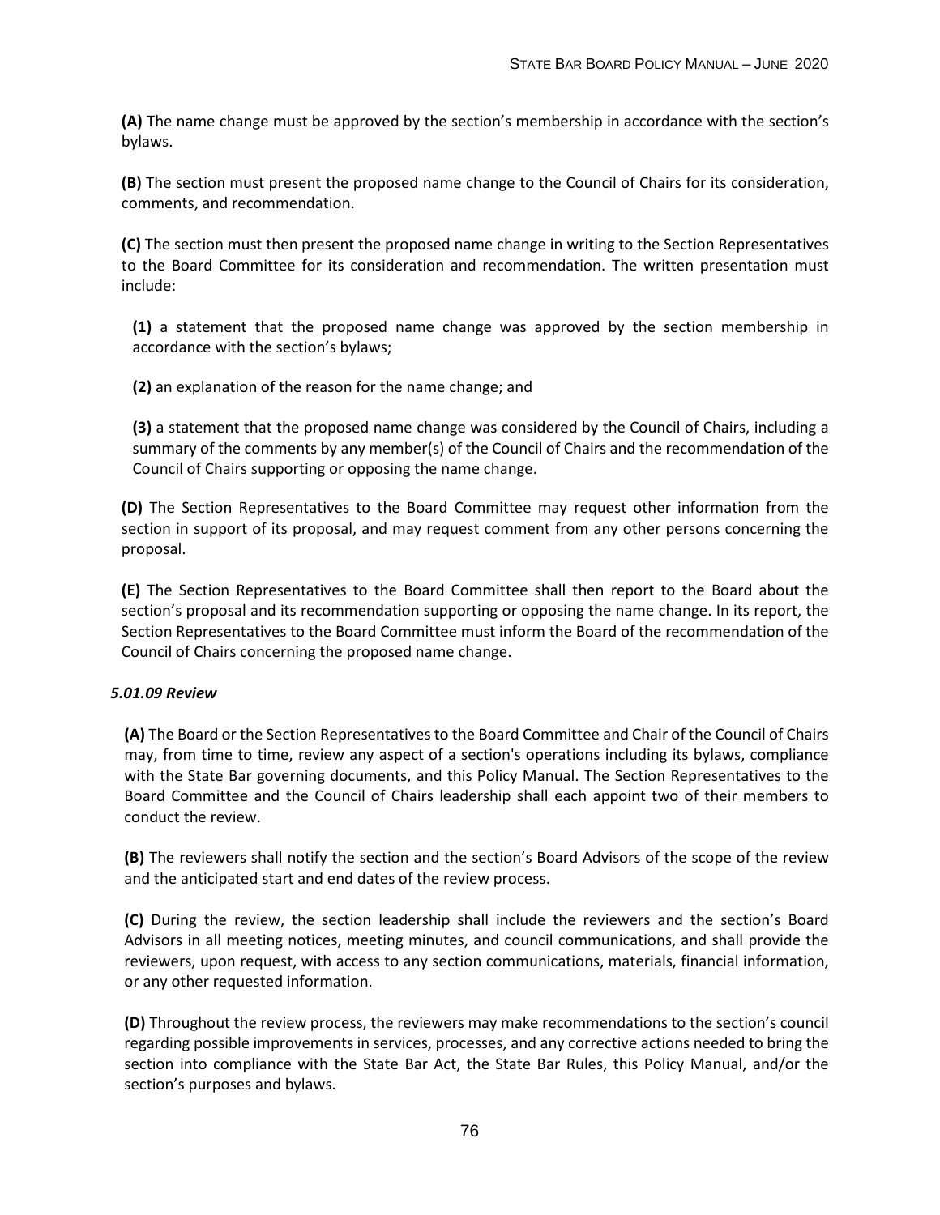**(A)** The name change must be approved by the section's membership in accordance with the section's bylaws.

**(B)** The section must present the proposed name change to the Council of Chairs for its consideration, comments, and recommendation.

**(C)** The section must then present the proposed name change in writing to the Section Representatives to the Board Committee for its consideration and recommendation. The written presentation must include:

**(1)** a statement that the proposed name change was approved by the section membership in accordance with the section's bylaws;

**(2)** an explanation of the reason for the name change; and

**(3)** a statement that the proposed name change was considered by the Council of Chairs, including a summary of the comments by any member(s) of the Council of Chairs and the recommendation of the Council of Chairs supporting or opposing the name change.

**(D)** The Section Representatives to the Board Committee may request other information from the section in support of its proposal, and may request comment from any other persons concerning the proposal.

**(E)** The Section Representatives to the Board Committee shall then report to the Board about the section's proposal and its recommendation supporting or opposing the name change. In its report, the Section Representatives to the Board Committee must inform the Board of the recommendation of the Council of Chairs concerning the proposed name change.

***5.01.09 Review***

**(A)** The Board or the Section Representatives to the Board Committee and Chair of the Council of Chairs may, from time to time, review any aspect of a section's operations including its bylaws, compliance with the State Bar governing documents, and this Policy Manual. The Section Representatives to the Board Committee and the Council of Chairs leadership shall each appoint two of their members to conduct the review.

**(B)** The reviewers shall notify the section and the section's Board Advisors of the scope of the review and the anticipated start and end dates of the review process.

**(C)** During the review, the section leadership shall include the reviewers and the section's Board Advisors in all meeting notices, meeting minutes, and council communications, and shall provide the reviewers, upon request, with access to any section communications, materials, financial information, or any other requested information.

**(D)** Throughout the review process, the reviewers may make recommendations to the section's council regarding possible improvements in services, processes, and any corrective actions needed to bring the section into compliance with the State Bar Act, the State Bar Rules, this Policy Manual, and/or the section's purposes and bylaws.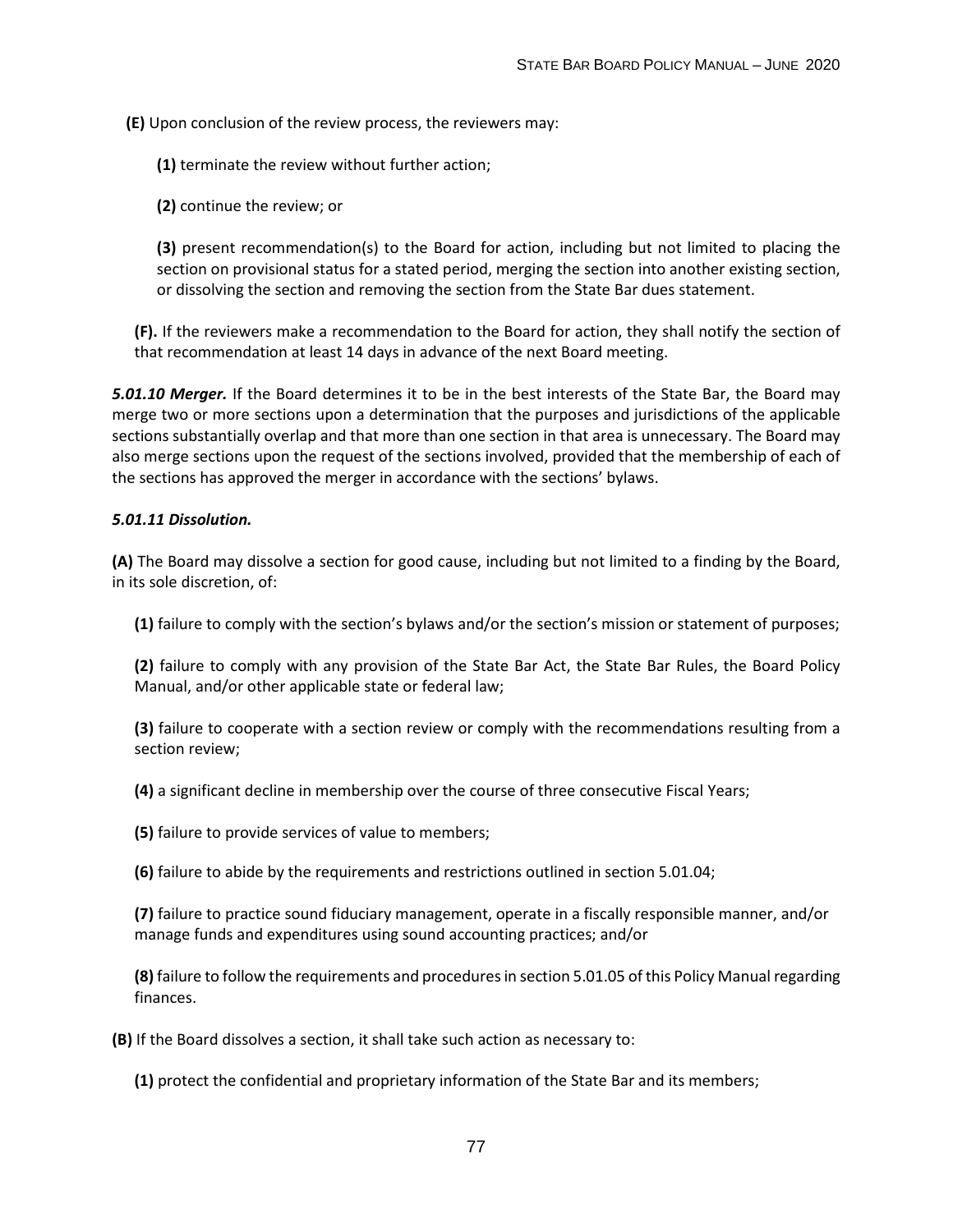**(E)** Upon conclusion of the review process, the reviewers may:

**(1)** terminate the review without further action;

**(2)** continue the review; or

**(3)** present recommendation(s) to the Board for action, including but not limited to placing the section on provisional status for a stated period, merging the section into another existing section, or dissolving the section and removing the section from the State Bar dues statement.

**(F).** If the reviewers make a recommendation to the Board for action, they shall notify the section of that recommendation at least 14 days in advance of the next Board meeting.

***5.01.10 Merger.*** If the Board determines it to be in the best interests of the State Bar, the Board may merge two or more sections upon a determination that the purposes and jurisdictions of the applicable sections substantially overlap and that more than one section in that area is unnecessary. The Board may also merge sections upon the request of the sections involved, provided that the membership of each of the sections has approved the merger in accordance with the sections' bylaws.

***5.01.11 Dissolution.***

**(A)** The Board may dissolve a section for good cause, including but not limited to a finding by the Board, in its sole discretion, of:

**(1)** failure to comply with the section's bylaws and/or the section's mission or statement of purposes;

**(2)** failure to comply with any provision of the State Bar Act, the State Bar Rules, the Board Policy Manual, and/or other applicable state or federal law;

**(3)** failure to cooperate with a section review or comply with the recommendations resulting from a section review;

**(4)** a significant decline in membership over the course of three consecutive Fiscal Years;

**(5)** failure to provide services of value to members;

**(6)** failure to abide by the requirements and restrictions outlined in section 5.01.04;

**(7)** failure to practice sound fiduciary management, operate in a fiscally responsible manner, and/or manage funds and expenditures using sound accounting practices; and/or

**(8)** failure to follow the requirements and procedures in section 5.01.05 of this Policy Manual regarding finances.

**(B)** If the Board dissolves a section, it shall take such action as necessary to:

**(1)** protect the confidential and proprietary information of the State Bar and its members;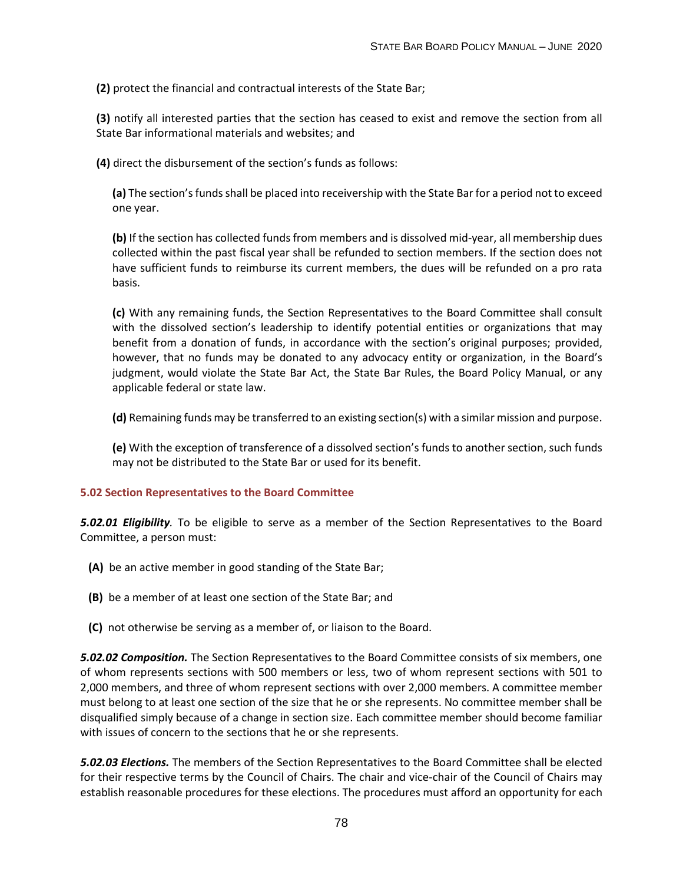**(2)** protect the financial and contractual interests of the State Bar;

**(3)** notify all interested parties that the section has ceased to exist and remove the section from all State Bar informational materials and websites; and

**(4)** direct the disbursement of the section's funds as follows:

**(a)** The section's funds shall be placed into receivership with the State Bar for a period not to exceed one year.

**(b)** If the section has collected funds from members and is dissolved mid-year, all membership dues collected within the past fiscal year shall be refunded to section members. If the section does not have sufficient funds to reimburse its current members, the dues will be refunded on a pro rata basis.

**(c)** With any remaining funds, the Section Representatives to the Board Committee shall consult with the dissolved section's leadership to identify potential entities or organizations that may benefit from a donation of funds, in accordance with the section's original purposes; provided, however, that no funds may be donated to any advocacy entity or organization, in the Board's judgment, would violate the State Bar Act, the State Bar Rules, the Board Policy Manual, or any applicable federal or state law.

**(d)** Remaining funds may be transferred to an existing section(s) with a similar mission and purpose.

**(e)** With the exception of transference of a dissolved section's funds to another section, such funds may not be distributed to the State Bar or used for its benefit.

### 5.02 Section Representatives to the Board Committee

***5.02.01 Eligibility***. To be eligible to serve as a member of the Section Representatives to the Board Committee, a person must:

**(A)** be an active member in good standing of the State Bar;

**(B)** be a member of at least one section of the State Bar; and

**(C)** not otherwise be serving as a member of, or liaison to the Board.

***5.02.02 Composition.*** The Section Representatives to the Board Committee consists of six members, one of whom represents sections with 500 members or less, two of whom represent sections with 501 to 2,000 members, and three of whom represent sections with over 2,000 members. A committee member must belong to at least one section of the size that he or she represents. No committee member shall be disqualified simply because of a change in section size. Each committee member should become familiar with issues of concern to the sections that he or she represents.

***5.02.03 Elections.*** The members of the Section Representatives to the Board Committee shall be elected for their respective terms by the Council of Chairs. The chair and vice-chair of the Council of Chairs may establish reasonable procedures for these elections. The procedures must afford an opportunity for each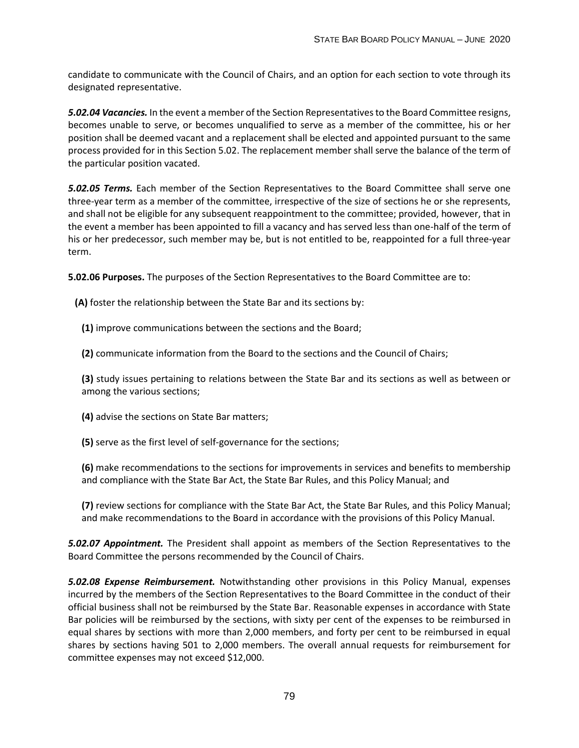candidate to communicate with the Council of Chairs, and an option for each section to vote through its designated representative.

***5.02.04 Vacancies.*** In the event a member of the Section Representatives to the Board Committee resigns, becomes unable to serve, or becomes unqualified to serve as a member of the committee, his or her position shall be deemed vacant and a replacement shall be elected and appointed pursuant to the same process provided for in this Section 5.02. The replacement member shall serve the balance of the term of the particular position vacated.

***5.02.05 Terms.*** Each member of the Section Representatives to the Board Committee shall serve one three-year term as a member of the committee, irrespective of the size of sections he or she represents, and shall not be eligible for any subsequent reappointment to the committee; provided, however, that in the event a member has been appointed to fill a vacancy and has served less than one-half of the term of his or her predecessor, such member may be, but is not entitled to be, reappointed for a full three-year term.

**5.02.06 Purposes.** The purposes of the Section Representatives to the Board Committee are to:

**(A)** foster the relationship between the State Bar and its sections by:

**(1)** improve communications between the sections and the Board;

**(2)** communicate information from the Board to the sections and the Council of Chairs;

**(3)** study issues pertaining to relations between the State Bar and its sections as well as between or among the various sections;

**(4)** advise the sections on State Bar matters;

**(5)** serve as the first level of self-governance for the sections;

**(6)** make recommendations to the sections for improvements in services and benefits to membership and compliance with the State Bar Act, the State Bar Rules, and this Policy Manual; and

**(7)** review sections for compliance with the State Bar Act, the State Bar Rules, and this Policy Manual; and make recommendations to the Board in accordance with the provisions of this Policy Manual.

***5.02.07 Appointment.*** The President shall appoint as members of the Section Representatives to the Board Committee the persons recommended by the Council of Chairs.

***5.02.08 Expense Reimbursement.*** Notwithstanding other provisions in this Policy Manual, expenses incurred by the members of the Section Representatives to the Board Committee in the conduct of their official business shall not be reimbursed by the State Bar. Reasonable expenses in accordance with State Bar policies will be reimbursed by the sections, with sixty per cent of the expenses to be reimbursed in equal shares by sections with more than 2,000 members, and forty per cent to be reimbursed in equal shares by sections having 501 to 2,000 members. The overall annual requests for reimbursement for committee expenses may not exceed $12,000.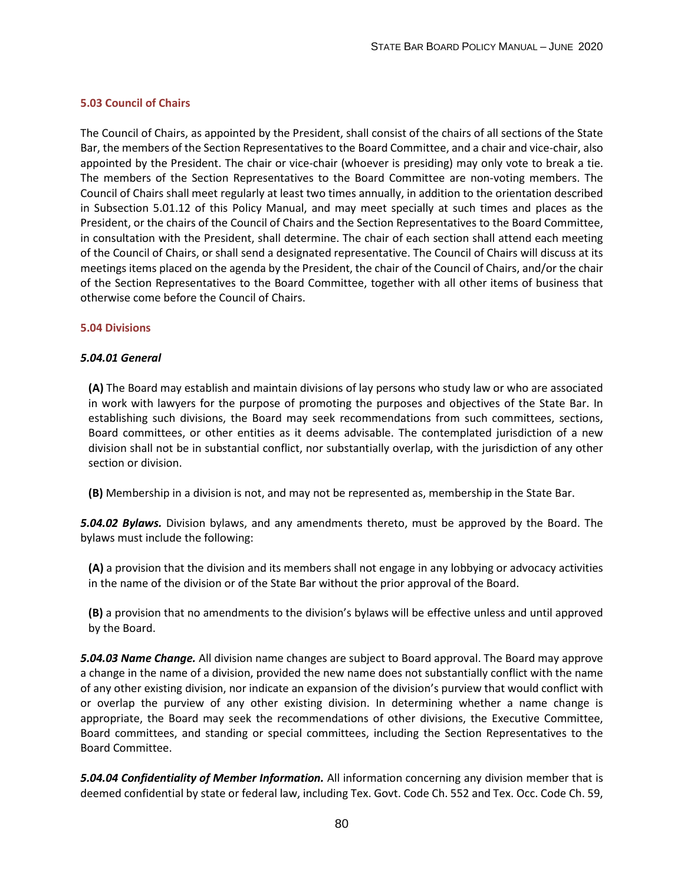### 5.03 Council of Chairs

The Council of Chairs, as appointed by the President, shall consist of the chairs of all sections of the State Bar, the members of the Section Representatives to the Board Committee, and a chair and vice-chair, also appointed by the President. The chair or vice-chair (whoever is presiding) may only vote to break a tie. The members of the Section Representatives to the Board Committee are non-voting members. The Council of Chairs shall meet regularly at least two times annually, in addition to the orientation described in Subsection 5.01.12 of this Policy Manual, and may meet specially at such times and places as the President, or the chairs of the Council of Chairs and the Section Representatives to the Board Committee, in consultation with the President, shall determine. The chair of each section shall attend each meeting of the Council of Chairs, or shall send a designated representative. The Council of Chairs will discuss at its meetings items placed on the agenda by the President, the chair of the Council of Chairs, and/or the chair of the Section Representatives to the Board Committee, together with all other items of business that otherwise come before the Council of Chairs.

### 5.04 Divisions

#### *5.04.01 General*

**(A)** The Board may establish and maintain divisions of lay persons who study law or who are associated in work with lawyers for the purpose of promoting the purposes and objectives of the State Bar. In establishing such divisions, the Board may seek recommendations from such committees, sections, Board committees, or other entities as it deems advisable. The contemplated jurisdiction of a new division shall not be in substantial conflict, nor substantially overlap, with the jurisdiction of any other section or division.

**(B)** Membership in a division is not, and may not be represented as, membership in the State Bar.

***5.04.02 Bylaws.*** Division bylaws, and any amendments thereto, must be approved by the Board. The bylaws must include the following:

**(A)** a provision that the division and its members shall not engage in any lobbying or advocacy activities in the name of the division or of the State Bar without the prior approval of the Board.

**(B)** a provision that no amendments to the division's bylaws will be effective unless and until approved by the Board.

***5.04.03 Name Change.*** All division name changes are subject to Board approval. The Board may approve a change in the name of a division, provided the new name does not substantially conflict with the name of any other existing division, nor indicate an expansion of the division's purview that would conflict with or overlap the purview of any other existing division. In determining whether a name change is appropriate, the Board may seek the recommendations of other divisions, the Executive Committee, Board committees, and standing or special committees, including the Section Representatives to the Board Committee.

***5.04.04 Confidentiality of Member Information.*** All information concerning any division member that is deemed confidential by state or federal law, including Tex. Govt. Code Ch. 552 and Tex. Occ. Code Ch. 59,